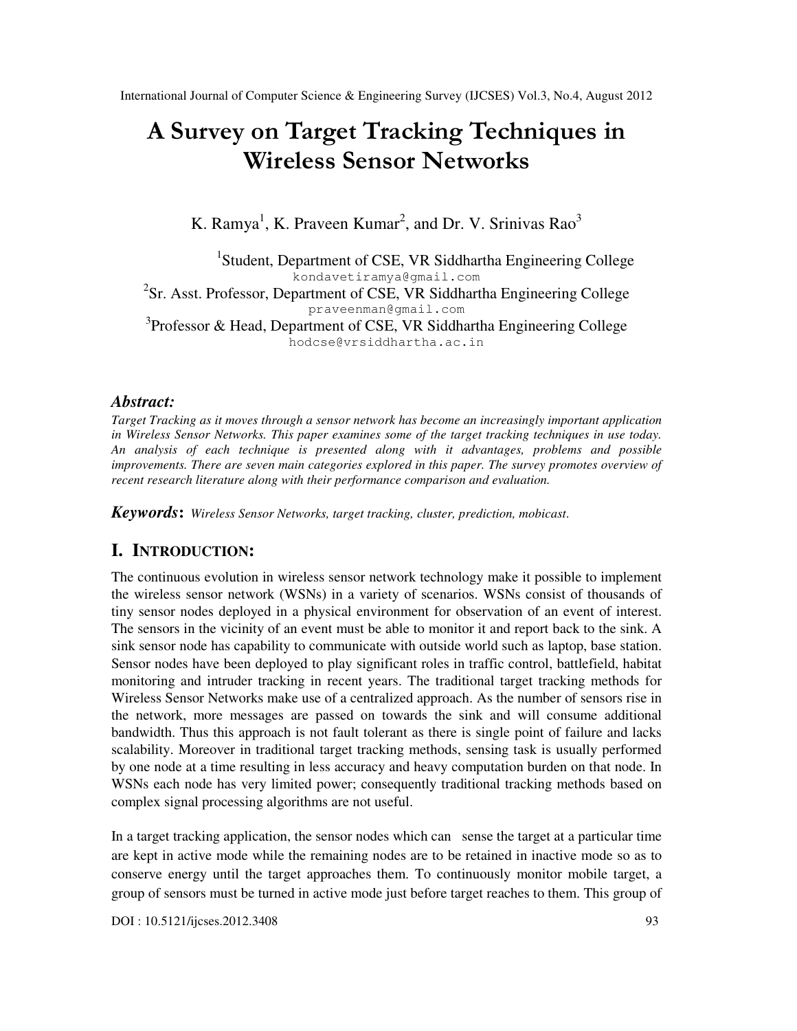# A Survey on Target Tracking Techniques in Wireless Sensor Networks

K. Ramya[1], K. Praveen Kumar[2], and Dr. V. Srinivas Rao[3]

[1]Student, Department of CSE, VR Siddhartha Engineering College
kondavetiramya@gmail.com

[2]Sr. Asst. Professor, Department of CSE, VR Siddhartha Engineering College
praveenman@gmail.com

[3]Professor & Head, Department of CSE, VR Siddhartha Engineering College
hodcse@vrsiddhartha.ac.in

### *Abstract:*

*Target Tracking as it moves through a sensor network has become an increasingly important application in Wireless Sensor Networks. This paper examines some of the target tracking techniques in use today. An analysis of each technique is presented along with it advantages, problems and possible improvements. There are seven main categories explored in this paper. The survey promotes overview of recent research literature along with their performance comparison and evaluation.*

***Keywords*****:** *Wireless Sensor Networks, target tracking, cluster, prediction, mobicast.*

## I. INTRODUCTION:

The continuous evolution in wireless sensor network technology make it possible to implement the wireless sensor network (WSNs) in a variety of scenarios. WSNs consist of thousands of tiny sensor nodes deployed in a physical environment for observation of an event of interest. The sensors in the vicinity of an event must be able to monitor it and report back to the sink. A sink sensor node has capability to communicate with outside world such as laptop, base station. Sensor nodes have been deployed to play significant roles in traffic control, battlefield, habitat monitoring and intruder tracking in recent years. The traditional target tracking methods for Wireless Sensor Networks make use of a centralized approach. As the number of sensors rise in the network, more messages are passed on towards the sink and will consume additional bandwidth. Thus this approach is not fault tolerant as there is single point of failure and lacks scalability. Moreover in traditional target tracking methods, sensing task is usually performed by one node at a time resulting in less accuracy and heavy computation burden on that node. In WSNs each node has very limited power; consequently traditional tracking methods based on complex signal processing algorithms are not useful.

In a target tracking application, the sensor nodes which can sense the target at a particular time are kept in active mode while the remaining nodes are to be retained in inactive mode so as to conserve energy until the target approaches them. To continuously monitor mobile target, a group of sensors must be turned in active mode just before target reaches to them. This group of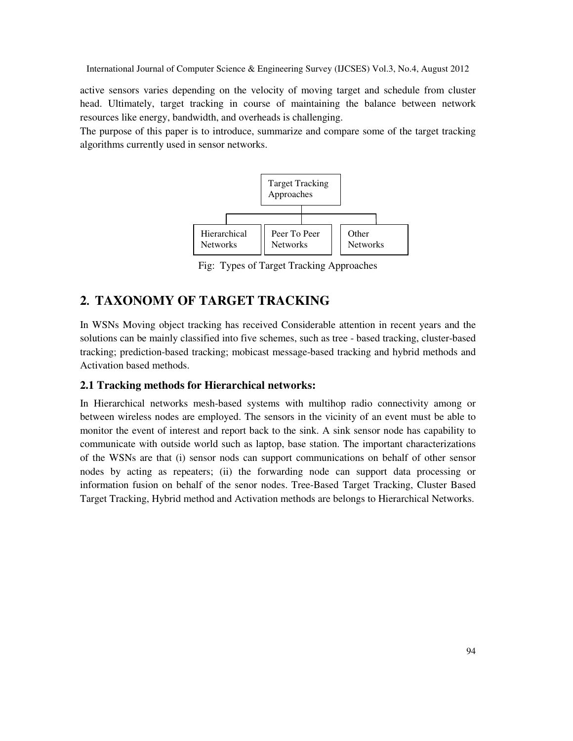active sensors varies depending on the velocity of moving target and schedule from cluster head. Ultimately, target tracking in course of maintaining the balance between network resources like energy, bandwidth, and overheads is challenging.

The purpose of this paper is to introduce, summarize and compare some of the target tracking algorithms currently used in sensor networks.

Target Tracking Approaches

Hierarchical Networks | Peer To Peer Networks | Other Networks

Fig: Types of Target Tracking Approaches

## 2. TAXONOMY OF TARGET TRACKING

In WSNs Moving object tracking has received Considerable attention in recent years and the solutions can be mainly classified into five schemes, such as tree - based tracking, cluster-based tracking; prediction-based tracking; mobicast message-based tracking and hybrid methods and Activation based methods.

### 2.1 Tracking methods for Hierarchical networks:

In Hierarchical networks mesh-based systems with multihop radio connectivity among or between wireless nodes are employed. The sensors in the vicinity of an event must be able to monitor the event of interest and report back to the sink. A sink sensor node has capability to communicate with outside world such as laptop, base station. The important characterizations of the WSNs are that (i) sensor nods can support communications on behalf of other sensor nodes by acting as repeaters; (ii) the forwarding node can support data processing or information fusion on behalf of the senor nodes. Tree-Based Target Tracking, Cluster Based Target Tracking, Hybrid method and Activation methods are belongs to Hierarchical Networks.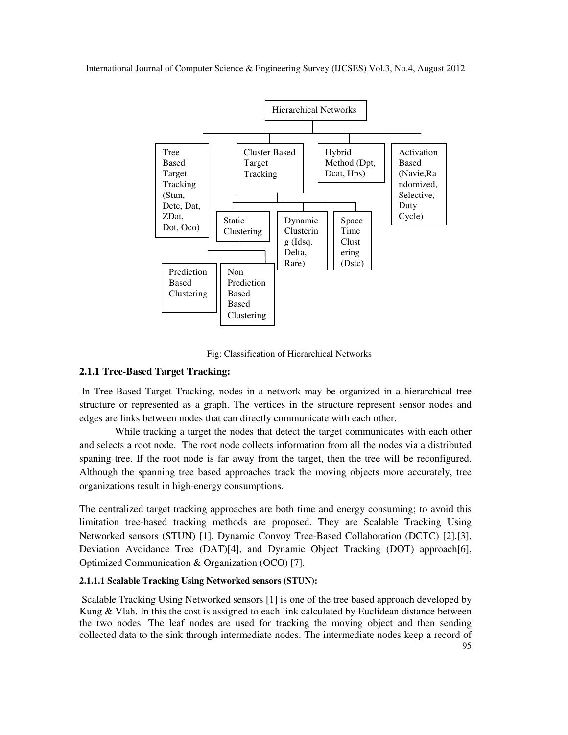Hierarchical Networks

- Tree Based Target Tracking (Stun, Dctc, Dat, ZDat, Dot, Oco)
- Cluster Based Target Tracking
  - Static Clustering
    - Prediction Based Clustering
    - Non Prediction Based Based Clustering
  - Dynamic Clustering (Idsq, Delta, Rare)
  - Space Time Clustering (Dstc)
- Hybrid Method (Dpt, Dcat, Hps)
- Activation Based (Navie,Randomized, Selective, Duty Cycle)

Fig: Classification of Hierarchical Networks

### 2.1.1 Tree-Based Target Tracking:

In Tree-Based Target Tracking, nodes in a network may be organized in a hierarchical tree structure or represented as a graph. The vertices in the structure represent sensor nodes and edges are links between nodes that can directly communicate with each other.

While tracking a target the nodes that detect the target communicates with each other and selects a root node. The root node collects information from all the nodes via a distributed spaning tree. If the root node is far away from the target, then the tree will be reconfigured. Although the spanning tree based approaches track the moving objects more accurately, tree organizations result in high-energy consumptions.

The centralized target tracking approaches are both time and energy consuming; to avoid this limitation tree-based tracking methods are proposed. They are Scalable Tracking Using Networked sensors (STUN) [1], Dynamic Convoy Tree-Based Collaboration (DCTC) [2],[3], Deviation Avoidance Tree (DAT)[4], and Dynamic Object Tracking (DOT) approach[6], Optimized Communication & Organization (OCO) [7].

#### 2.1.1.1 Scalable Tracking Using Networked sensors (STUN):

Scalable Tracking Using Networked sensors [1] is one of the tree based approach developed by Kung & Vlah. In this the cost is assigned to each link calculated by Euclidean distance between the two nodes. The leaf nodes are used for tracking the moving object and then sending collected data to the sink through intermediate nodes. The intermediate nodes keep a record of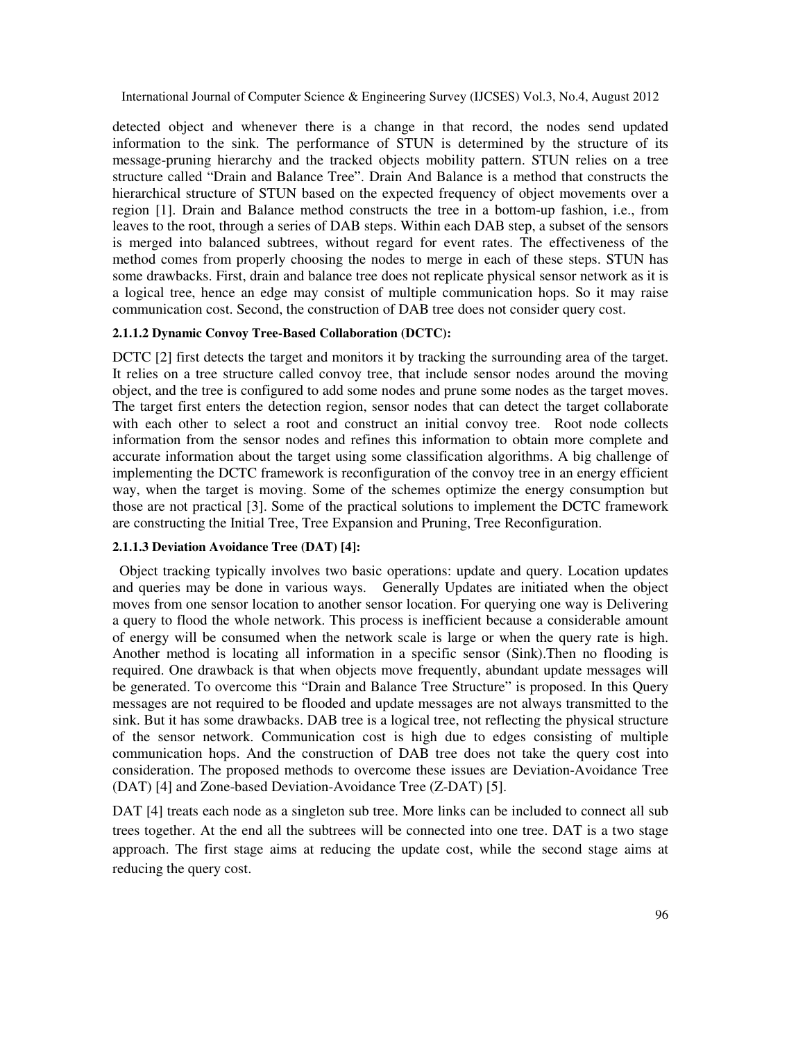detected object and whenever there is a change in that record, the nodes send updated information to the sink. The performance of STUN is determined by the structure of its message-pruning hierarchy and the tracked objects mobility pattern. STUN relies on a tree structure called "Drain and Balance Tree". Drain And Balance is a method that constructs the hierarchical structure of STUN based on the expected frequency of object movements over a region [1]. Drain and Balance method constructs the tree in a bottom-up fashion, i.e., from leaves to the root, through a series of DAB steps. Within each DAB step, a subset of the sensors is merged into balanced subtrees, without regard for event rates. The effectiveness of the method comes from properly choosing the nodes to merge in each of these steps. STUN has some drawbacks. First, drain and balance tree does not replicate physical sensor network as it is a logical tree, hence an edge may consist of multiple communication hops. So it may raise communication cost. Second, the construction of DAB tree does not consider query cost.

#### 2.1.1.2 Dynamic Convoy Tree-Based Collaboration (DCTC):

DCTC [2] first detects the target and monitors it by tracking the surrounding area of the target. It relies on a tree structure called convoy tree, that include sensor nodes around the moving object, and the tree is configured to add some nodes and prune some nodes as the target moves. The target first enters the detection region, sensor nodes that can detect the target collaborate with each other to select a root and construct an initial convoy tree. Root node collects information from the sensor nodes and refines this information to obtain more complete and accurate information about the target using some classification algorithms. A big challenge of implementing the DCTC framework is reconfiguration of the convoy tree in an energy efficient way, when the target is moving. Some of the schemes optimize the energy consumption but those are not practical [3]. Some of the practical solutions to implement the DCTC framework are constructing the Initial Tree, Tree Expansion and Pruning, Tree Reconfiguration.

#### 2.1.1.3 Deviation Avoidance Tree (DAT) [4]:

Object tracking typically involves two basic operations: update and query. Location updates and queries may be done in various ways. Generally Updates are initiated when the object moves from one sensor location to another sensor location. For querying one way is Delivering a query to flood the whole network. This process is inefficient because a considerable amount of energy will be consumed when the network scale is large or when the query rate is high. Another method is locating all information in a specific sensor (Sink).Then no flooding is required. One drawback is that when objects move frequently, abundant update messages will be generated. To overcome this "Drain and Balance Tree Structure" is proposed. In this Query messages are not required to be flooded and update messages are not always transmitted to the sink. But it has some drawbacks. DAB tree is a logical tree, not reflecting the physical structure of the sensor network. Communication cost is high due to edges consisting of multiple communication hops. And the construction of DAB tree does not take the query cost into consideration. The proposed methods to overcome these issues are Deviation-Avoidance Tree (DAT) [4] and Zone-based Deviation-Avoidance Tree (Z-DAT) [5].

DAT [4] treats each node as a singleton sub tree. More links can be included to connect all sub trees together. At the end all the subtrees will be connected into one tree. DAT is a two stage approach. The first stage aims at reducing the update cost, while the second stage aims at reducing the query cost.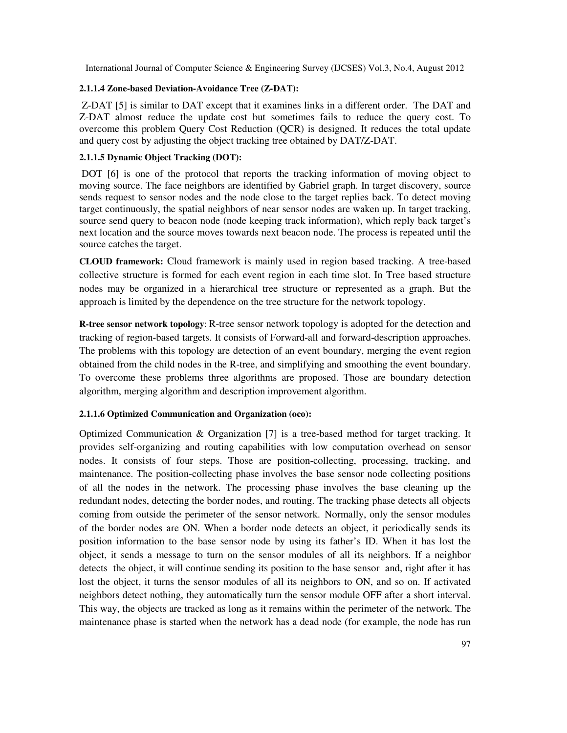#### 2.1.1.4 Zone-based Deviation-Avoidance Tree (Z-DAT):

Z-DAT [5] is similar to DAT except that it examines links in a different order. The DAT and Z-DAT almost reduce the update cost but sometimes fails to reduce the query cost. To overcome this problem Query Cost Reduction (QCR) is designed. It reduces the total update and query cost by adjusting the object tracking tree obtained by DAT/Z-DAT.

#### 2.1.1.5 Dynamic Object Tracking (DOT):

DOT [6] is one of the protocol that reports the tracking information of moving object to moving source. The face neighbors are identified by Gabriel graph. In target discovery, source sends request to sensor nodes and the node close to the target replies back. To detect moving target continuously, the spatial neighbors of near sensor nodes are waken up. In target tracking, source send query to beacon node (node keeping track information), which reply back target's next location and the source moves towards next beacon node. The process is repeated until the source catches the target.

**CLOUD framework:** Cloud framework is mainly used in region based tracking. A tree-based collective structure is formed for each event region in each time slot. In Tree based structure nodes may be organized in a hierarchical tree structure or represented as a graph. But the approach is limited by the dependence on the tree structure for the network topology.

**R-tree sensor network topology**: R-tree sensor network topology is adopted for the detection and tracking of region-based targets. It consists of Forward-all and forward-description approaches. The problems with this topology are detection of an event boundary, merging the event region obtained from the child nodes in the R-tree, and simplifying and smoothing the event boundary. To overcome these problems three algorithms are proposed. Those are boundary detection algorithm, merging algorithm and description improvement algorithm.

#### 2.1.1.6 Optimized Communication and Organization (oco):

Optimized Communication & Organization [7] is a tree-based method for target tracking. It provides self-organizing and routing capabilities with low computation overhead on sensor nodes. It consists of four steps. Those are position-collecting, processing, tracking, and maintenance. The position-collecting phase involves the base sensor node collecting positions of all the nodes in the network. The processing phase involves the base cleaning up the redundant nodes, detecting the border nodes, and routing. The tracking phase detects all objects coming from outside the perimeter of the sensor network. Normally, only the sensor modules of the border nodes are ON. When a border node detects an object, it periodically sends its position information to the base sensor node by using its father's ID. When it has lost the object, it sends a message to turn on the sensor modules of all its neighbors. If a neighbor detects the object, it will continue sending its position to the base sensor and, right after it has lost the object, it turns the sensor modules of all its neighbors to ON, and so on. If activated neighbors detect nothing, they automatically turn the sensor module OFF after a short interval. This way, the objects are tracked as long as it remains within the perimeter of the network. The maintenance phase is started when the network has a dead node (for example, the node has run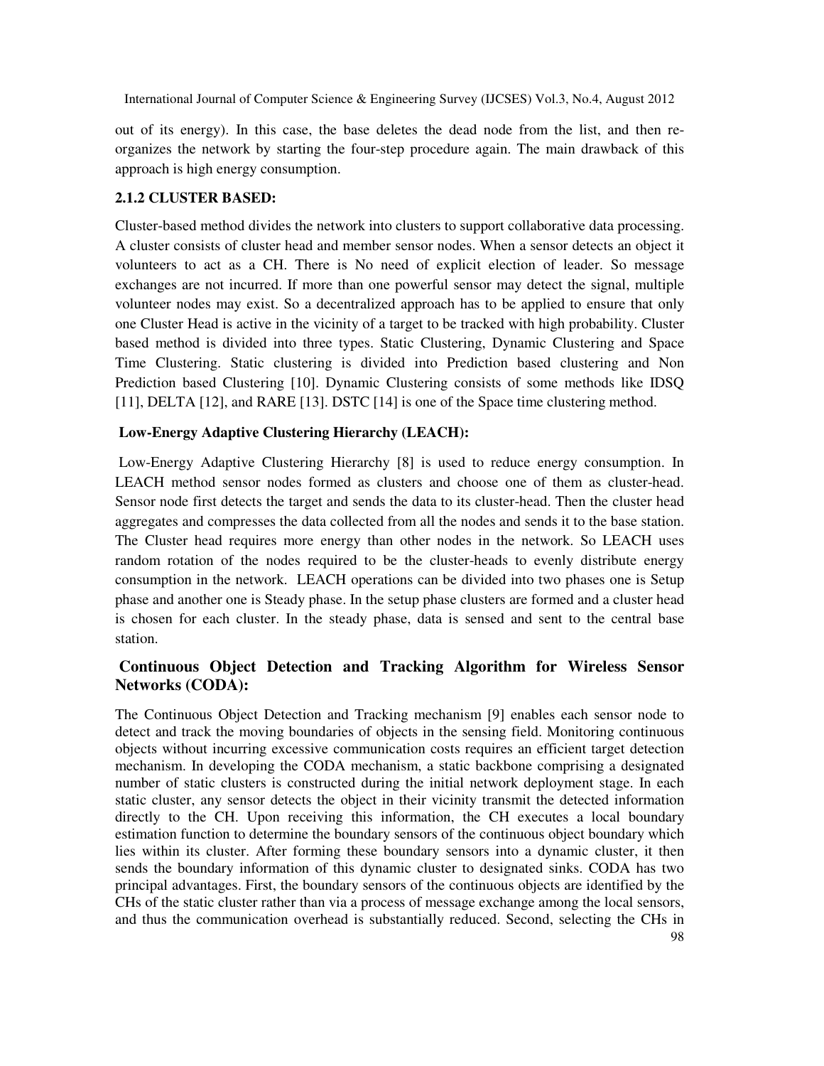out of its energy). In this case, the base deletes the dead node from the list, and then re-organizes the network by starting the four-step procedure again. The main drawback of this approach is high energy consumption.

### 2.1.2 CLUSTER BASED:

Cluster-based method divides the network into clusters to support collaborative data processing. A cluster consists of cluster head and member sensor nodes. When a sensor detects an object it volunteers to act as a CH. There is No need of explicit election of leader. So message exchanges are not incurred. If more than one powerful sensor may detect the signal, multiple volunteer nodes may exist. So a decentralized approach has to be applied to ensure that only one Cluster Head is active in the vicinity of a target to be tracked with high probability. Cluster based method is divided into three types. Static Clustering, Dynamic Clustering and Space Time Clustering. Static clustering is divided into Prediction based clustering and Non Prediction based Clustering [10]. Dynamic Clustering consists of some methods like IDSQ [11], DELTA [12], and RARE [13]. DSTC [14] is one of the Space time clustering method.

#### Low-Energy Adaptive Clustering Hierarchy (LEACH):

Low-Energy Adaptive Clustering Hierarchy [8] is used to reduce energy consumption. In LEACH method sensor nodes formed as clusters and choose one of them as cluster-head. Sensor node first detects the target and sends the data to its cluster-head. Then the cluster head aggregates and compresses the data collected from all the nodes and sends it to the base station. The Cluster head requires more energy than other nodes in the network. So LEACH uses random rotation of the nodes required to be the cluster-heads to evenly distribute energy consumption in the network. LEACH operations can be divided into two phases one is Setup phase and another one is Steady phase. In the setup phase clusters are formed and a cluster head is chosen for each cluster. In the steady phase, data is sensed and sent to the central base station.

#### Continuous Object Detection and Tracking Algorithm for Wireless Sensor Networks (CODA):

The Continuous Object Detection and Tracking mechanism [9] enables each sensor node to detect and track the moving boundaries of objects in the sensing field. Monitoring continuous objects without incurring excessive communication costs requires an efficient target detection mechanism. In developing the CODA mechanism, a static backbone comprising a designated number of static clusters is constructed during the initial network deployment stage. In each static cluster, any sensor detects the object in their vicinity transmit the detected information directly to the CH. Upon receiving this information, the CH executes a local boundary estimation function to determine the boundary sensors of the continuous object boundary which lies within its cluster. After forming these boundary sensors into a dynamic cluster, it then sends the boundary information of this dynamic cluster to designated sinks. CODA has two principal advantages. First, the boundary sensors of the continuous objects are identified by the CHs of the static cluster rather than via a process of message exchange among the local sensors, and thus the communication overhead is substantially reduced. Second, selecting the CHs in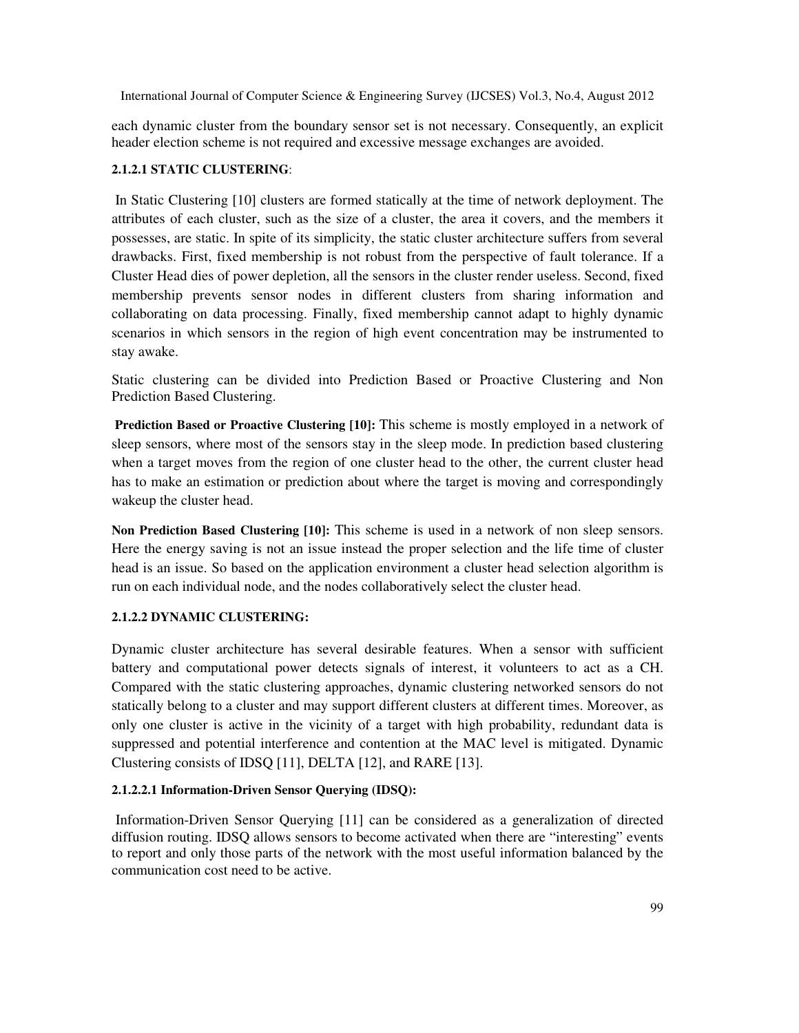each dynamic cluster from the boundary sensor set is not necessary. Consequently, an explicit header election scheme is not required and excessive message exchanges are avoided.

#### 2.1.2.1 STATIC CLUSTERING:

In Static Clustering [10] clusters are formed statically at the time of network deployment. The attributes of each cluster, such as the size of a cluster, the area it covers, and the members it possesses, are static. In spite of its simplicity, the static cluster architecture suffers from several drawbacks. First, fixed membership is not robust from the perspective of fault tolerance. If a Cluster Head dies of power depletion, all the sensors in the cluster render useless. Second, fixed membership prevents sensor nodes in different clusters from sharing information and collaborating on data processing. Finally, fixed membership cannot adapt to highly dynamic scenarios in which sensors in the region of high event concentration may be instrumented to stay awake.

Static clustering can be divided into Prediction Based or Proactive Clustering and Non Prediction Based Clustering.

**Prediction Based or Proactive Clustering [10]:** This scheme is mostly employed in a network of sleep sensors, where most of the sensors stay in the sleep mode. In prediction based clustering when a target moves from the region of one cluster head to the other, the current cluster head has to make an estimation or prediction about where the target is moving and correspondingly wakeup the cluster head.

**Non Prediction Based Clustering [10]:** This scheme is used in a network of non sleep sensors. Here the energy saving is not an issue instead the proper selection and the life time of cluster head is an issue. So based on the application environment a cluster head selection algorithm is run on each individual node, and the nodes collaboratively select the cluster head.

#### 2.1.2.2 DYNAMIC CLUSTERING:

Dynamic cluster architecture has several desirable features. When a sensor with sufficient battery and computational power detects signals of interest, it volunteers to act as a CH. Compared with the static clustering approaches, dynamic clustering networked sensors do not statically belong to a cluster and may support different clusters at different times. Moreover, as only one cluster is active in the vicinity of a target with high probability, redundant data is suppressed and potential interference and contention at the MAC level is mitigated. Dynamic Clustering consists of IDSQ [11], DELTA [12], and RARE [13].

##### 2.1.2.2.1 Information-Driven Sensor Querying (IDSQ):

Information-Driven Sensor Querying [11] can be considered as a generalization of directed diffusion routing. IDSQ allows sensors to become activated when there are "interesting" events to report and only those parts of the network with the most useful information balanced by the communication cost need to be active.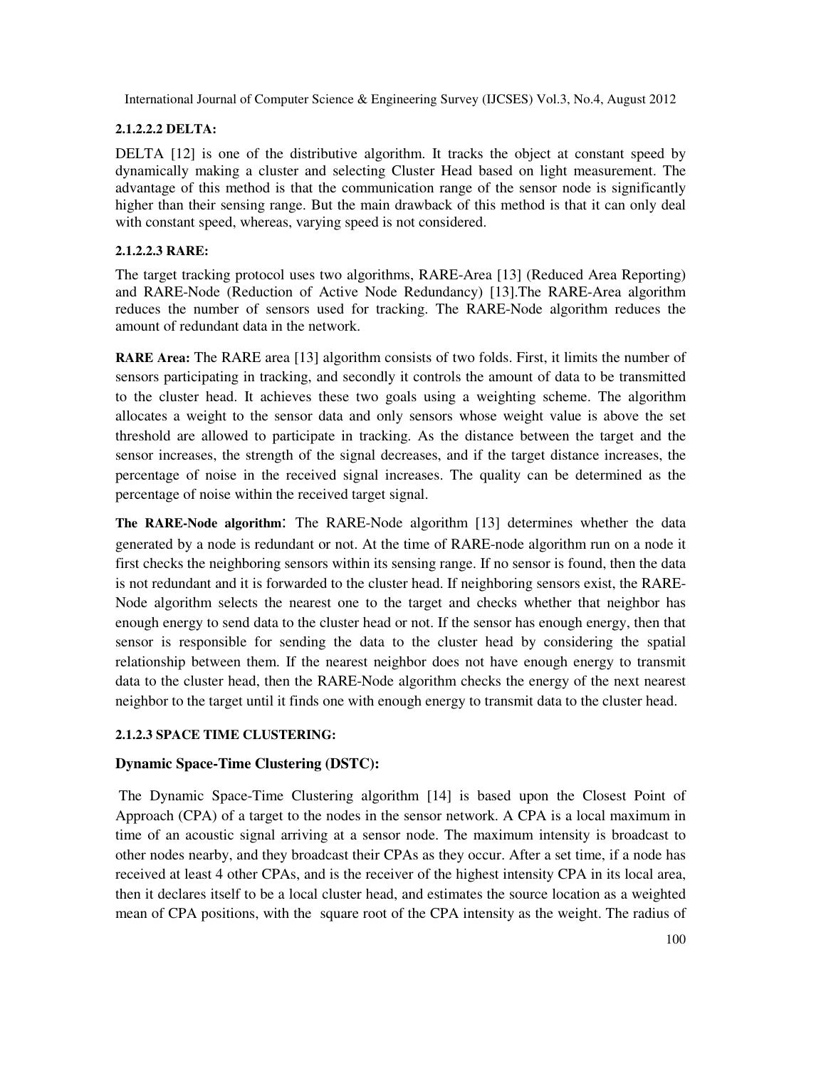#### 2.1.2.2.2 DELTA:

DELTA [12] is one of the distributive algorithm. It tracks the object at constant speed by dynamically making a cluster and selecting Cluster Head based on light measurement. The advantage of this method is that the communication range of the sensor node is significantly higher than their sensing range. But the main drawback of this method is that it can only deal with constant speed, whereas, varying speed is not considered.

#### 2.1.2.2.3 RARE:

The target tracking protocol uses two algorithms, RARE-Area [13] (Reduced Area Reporting) and RARE-Node (Reduction of Active Node Redundancy) [13].The RARE-Area algorithm reduces the number of sensors used for tracking. The RARE-Node algorithm reduces the amount of redundant data in the network.

**RARE Area:** The RARE area [13] algorithm consists of two folds. First, it limits the number of sensors participating in tracking, and secondly it controls the amount of data to be transmitted to the cluster head. It achieves these two goals using a weighting scheme. The algorithm allocates a weight to the sensor data and only sensors whose weight value is above the set threshold are allowed to participate in tracking. As the distance between the target and the sensor increases, the strength of the signal decreases, and if the target distance increases, the percentage of noise in the received signal increases. The quality can be determined as the percentage of noise within the received target signal.

**The RARE-Node algorithm**: The RARE-Node algorithm [13] determines whether the data generated by a node is redundant or not. At the time of RARE-node algorithm run on a node it first checks the neighboring sensors within its sensing range. If no sensor is found, then the data is not redundant and it is forwarded to the cluster head. If neighboring sensors exist, the RARE-Node algorithm selects the nearest one to the target and checks whether that neighbor has enough energy to send data to the cluster head or not. If the sensor has enough energy, then that sensor is responsible for sending the data to the cluster head by considering the spatial relationship between them. If the nearest neighbor does not have enough energy to transmit data to the cluster head, then the RARE-Node algorithm checks the energy of the next nearest neighbor to the target until it finds one with enough energy to transmit data to the cluster head.

#### 2.1.2.3 SPACE TIME CLUSTERING:

### Dynamic Space-Time Clustering (DSTC):

The Dynamic Space-Time Clustering algorithm [14] is based upon the Closest Point of Approach (CPA) of a target to the nodes in the sensor network. A CPA is a local maximum in time of an acoustic signal arriving at a sensor node. The maximum intensity is broadcast to other nodes nearby, and they broadcast their CPAs as they occur. After a set time, if a node has received at least 4 other CPAs, and is the receiver of the highest intensity CPA in its local area, then it declares itself to be a local cluster head, and estimates the source location as a weighted mean of CPA positions, with the square root of the CPA intensity as the weight. The radius of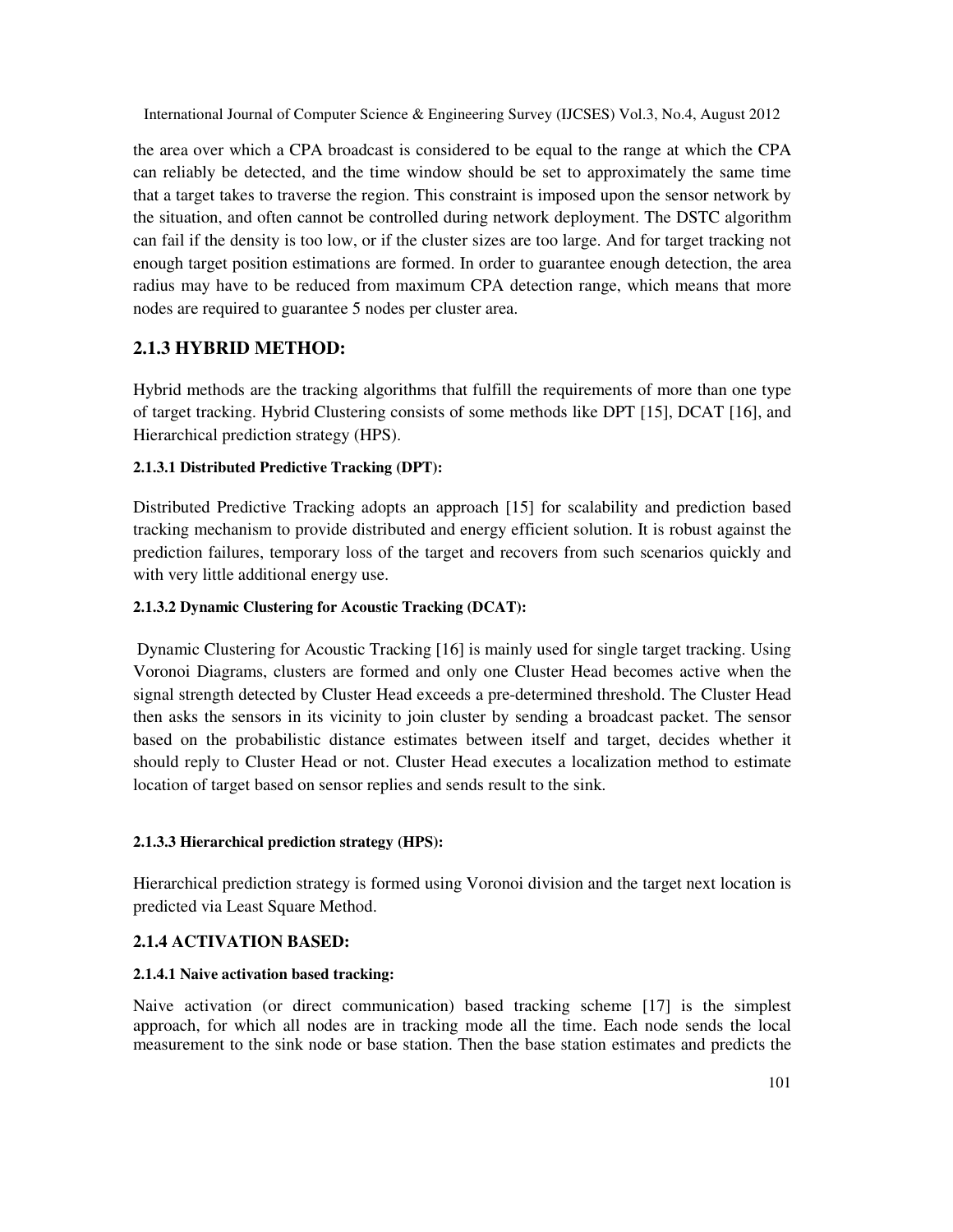the area over which a CPA broadcast is considered to be equal to the range at which the CPA can reliably be detected, and the time window should be set to approximately the same time that a target takes to traverse the region. This constraint is imposed upon the sensor network by the situation, and often cannot be controlled during network deployment. The DSTC algorithm can fail if the density is too low, or if the cluster sizes are too large. And for target tracking not enough target position estimations are formed. In order to guarantee enough detection, the area radius may have to be reduced from maximum CPA detection range, which means that more nodes are required to guarantee 5 nodes per cluster area.

## 2.1.3 HYBRID METHOD:

Hybrid methods are the tracking algorithms that fulfill the requirements of more than one type of target tracking. Hybrid Clustering consists of some methods like DPT [15], DCAT [16], and Hierarchical prediction strategy (HPS).

#### 2.1.3.1 Distributed Predictive Tracking (DPT):

Distributed Predictive Tracking adopts an approach [15] for scalability and prediction based tracking mechanism to provide distributed and energy efficient solution. It is robust against the prediction failures, temporary loss of the target and recovers from such scenarios quickly and with very little additional energy use.

#### 2.1.3.2 Dynamic Clustering for Acoustic Tracking (DCAT):

Dynamic Clustering for Acoustic Tracking [16] is mainly used for single target tracking. Using Voronoi Diagrams, clusters are formed and only one Cluster Head becomes active when the signal strength detected by Cluster Head exceeds a pre-determined threshold. The Cluster Head then asks the sensors in its vicinity to join cluster by sending a broadcast packet. The sensor based on the probabilistic distance estimates between itself and target, decides whether it should reply to Cluster Head or not. Cluster Head executes a localization method to estimate location of target based on sensor replies and sends result to the sink.

#### 2.1.3.3 Hierarchical prediction strategy (HPS):

Hierarchical prediction strategy is formed using Voronoi division and the target next location is predicted via Least Square Method.

## 2.1.4 ACTIVATION BASED:

#### 2.1.4.1 Naive activation based tracking:

Naive activation (or direct communication) based tracking scheme [17] is the simplest approach, for which all nodes are in tracking mode all the time. Each node sends the local measurement to the sink node or base station. Then the base station estimates and predicts the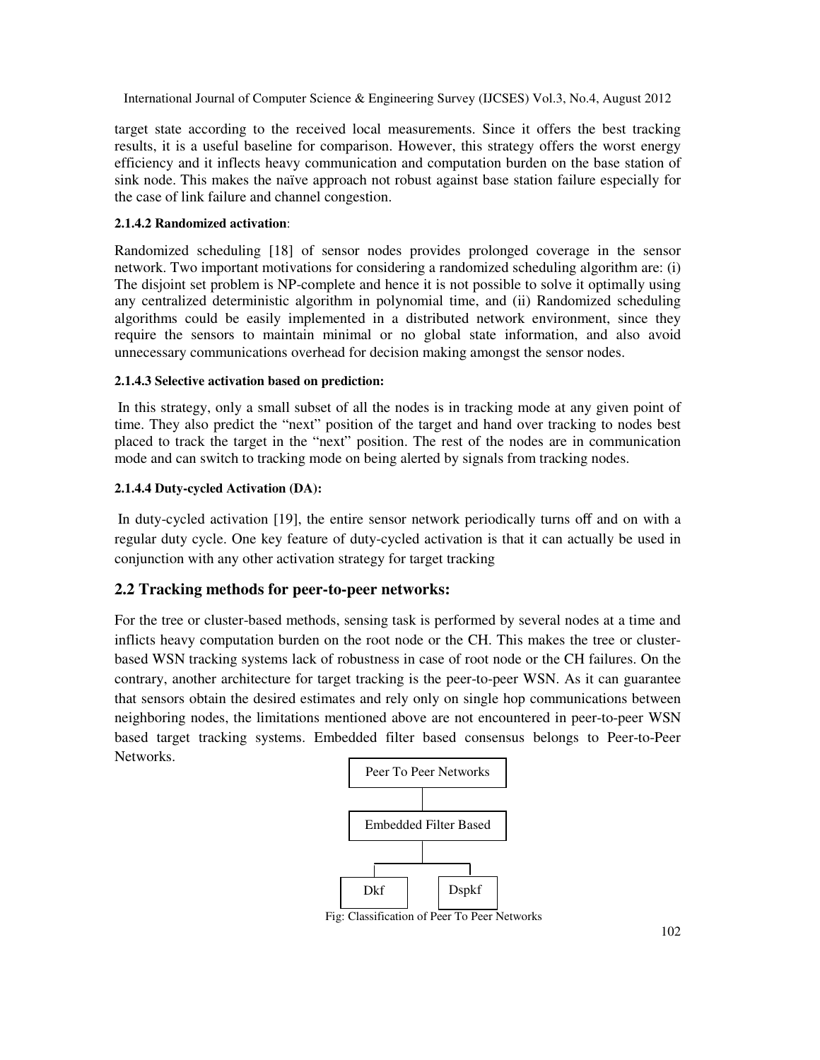target state according to the received local measurements. Since it offers the best tracking results, it is a useful baseline for comparison. However, this strategy offers the worst energy efficiency and it inflects heavy communication and computation burden on the base station of sink node. This makes the naïve approach not robust against base station failure especially for the case of link failure and channel congestion.

#### 2.1.4.2 Randomized activation:

Randomized scheduling [18] of sensor nodes provides prolonged coverage in the sensor network. Two important motivations for considering a randomized scheduling algorithm are: (i) The disjoint set problem is NP-complete and hence it is not possible to solve it optimally using any centralized deterministic algorithm in polynomial time, and (ii) Randomized scheduling algorithms could be easily implemented in a distributed network environment, since they require the sensors to maintain minimal or no global state information, and also avoid unnecessary communications overhead for decision making amongst the sensor nodes.

#### 2.1.4.3 Selective activation based on prediction:

In this strategy, only a small subset of all the nodes is in tracking mode at any given point of time. They also predict the "next" position of the target and hand over tracking to nodes best placed to track the target in the "next" position. The rest of the nodes are in communication mode and can switch to tracking mode on being alerted by signals from tracking nodes.

#### 2.1.4.4 Duty-cycled Activation (DA):

In duty-cycled activation [19], the entire sensor network periodically turns off and on with a regular duty cycle. One key feature of duty-cycled activation is that it can actually be used in conjunction with any other activation strategy for target tracking

## 2.2 Tracking methods for peer-to-peer networks:

For the tree or cluster-based methods, sensing task is performed by several nodes at a time and inflicts heavy computation burden on the root node or the CH. This makes the tree or cluster-based WSN tracking systems lack of robustness in case of root node or the CH failures. On the contrary, another architecture for target tracking is the peer-to-peer WSN. As it can guarantee that sensors obtain the desired estimates and rely only on single hop communications between neighboring nodes, the limitations mentioned above are not encountered in peer-to-peer WSN based target tracking systems. Embedded filter based consensus belongs to Peer-to-Peer Networks.

Peer To Peer Networks

Embedded Filter Based

Dkf | Dspkf

Fig: Classification of Peer To Peer Networks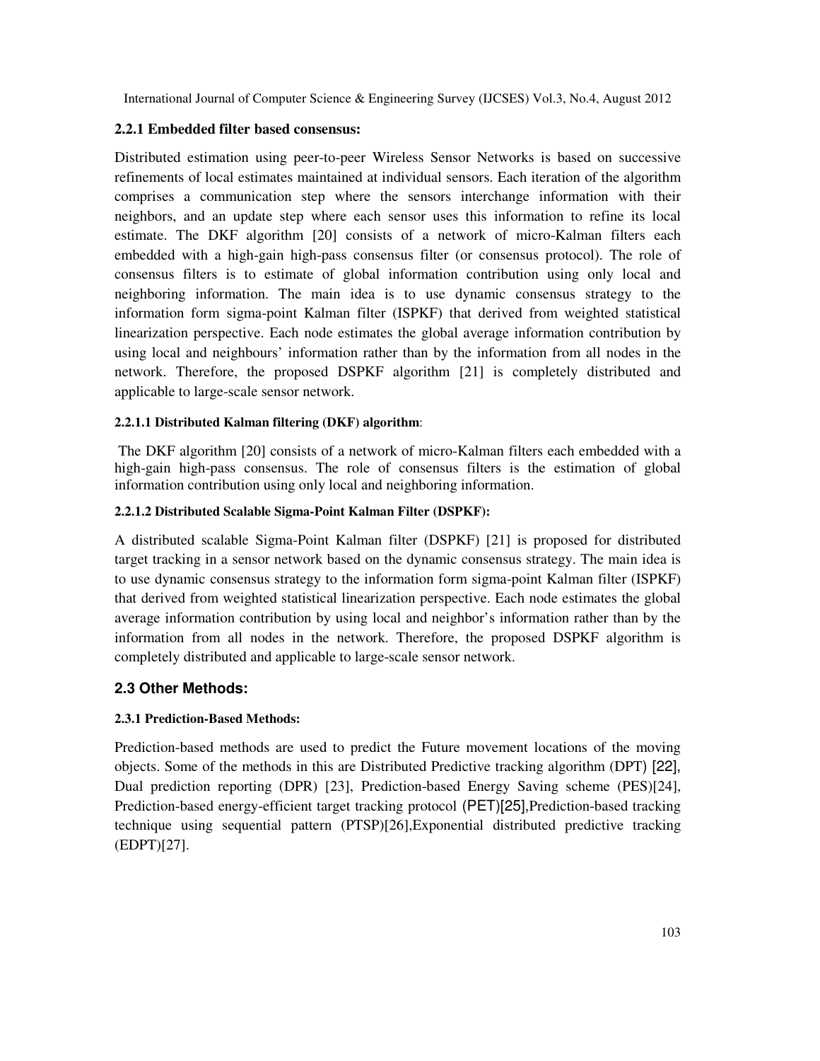### 2.2.1 Embedded filter based consensus:

Distributed estimation using peer-to-peer Wireless Sensor Networks is based on successive refinements of local estimates maintained at individual sensors. Each iteration of the algorithm comprises a communication step where the sensors interchange information with their neighbors, and an update step where each sensor uses this information to refine its local estimate. The DKF algorithm [20] consists of a network of micro-Kalman filters each embedded with a high-gain high-pass consensus filter (or consensus protocol). The role of consensus filters is to estimate of global information contribution using only local and neighboring information. The main idea is to use dynamic consensus strategy to the information form sigma-point Kalman filter (ISPKF) that derived from weighted statistical linearization perspective. Each node estimates the global average information contribution by using local and neighbours' information rather than by the information from all nodes in the network. Therefore, the proposed DSPKF algorithm [21] is completely distributed and applicable to large-scale sensor network.

#### 2.2.1.1 Distributed Kalman filtering (DKF) algorithm:

The DKF algorithm [20] consists of a network of micro-Kalman filters each embedded with a high-gain high-pass consensus. The role of consensus filters is the estimation of global information contribution using only local and neighboring information.

#### 2.2.1.2 Distributed Scalable Sigma-Point Kalman Filter (DSPKF):

A distributed scalable Sigma-Point Kalman filter (DSPKF) [21] is proposed for distributed target tracking in a sensor network based on the dynamic consensus strategy. The main idea is to use dynamic consensus strategy to the information form sigma-point Kalman filter (ISPKF) that derived from weighted statistical linearization perspective. Each node estimates the global average information contribution by using local and neighbor's information rather than by the information from all nodes in the network. Therefore, the proposed DSPKF algorithm is completely distributed and applicable to large-scale sensor network.

## 2.3 Other Methods:

### 2.3.1 Prediction-Based Methods:

Prediction-based methods are used to predict the Future movement locations of the moving objects. Some of the methods in this are Distributed Predictive tracking algorithm (DPT) [22], Dual prediction reporting (DPR) [23], Prediction-based Energy Saving scheme (PES)[24], Prediction-based energy-efficient target tracking protocol (PET)[25],Prediction-based tracking technique using sequential pattern (PTSP)[26],Exponential distributed predictive tracking (EDPT)[27].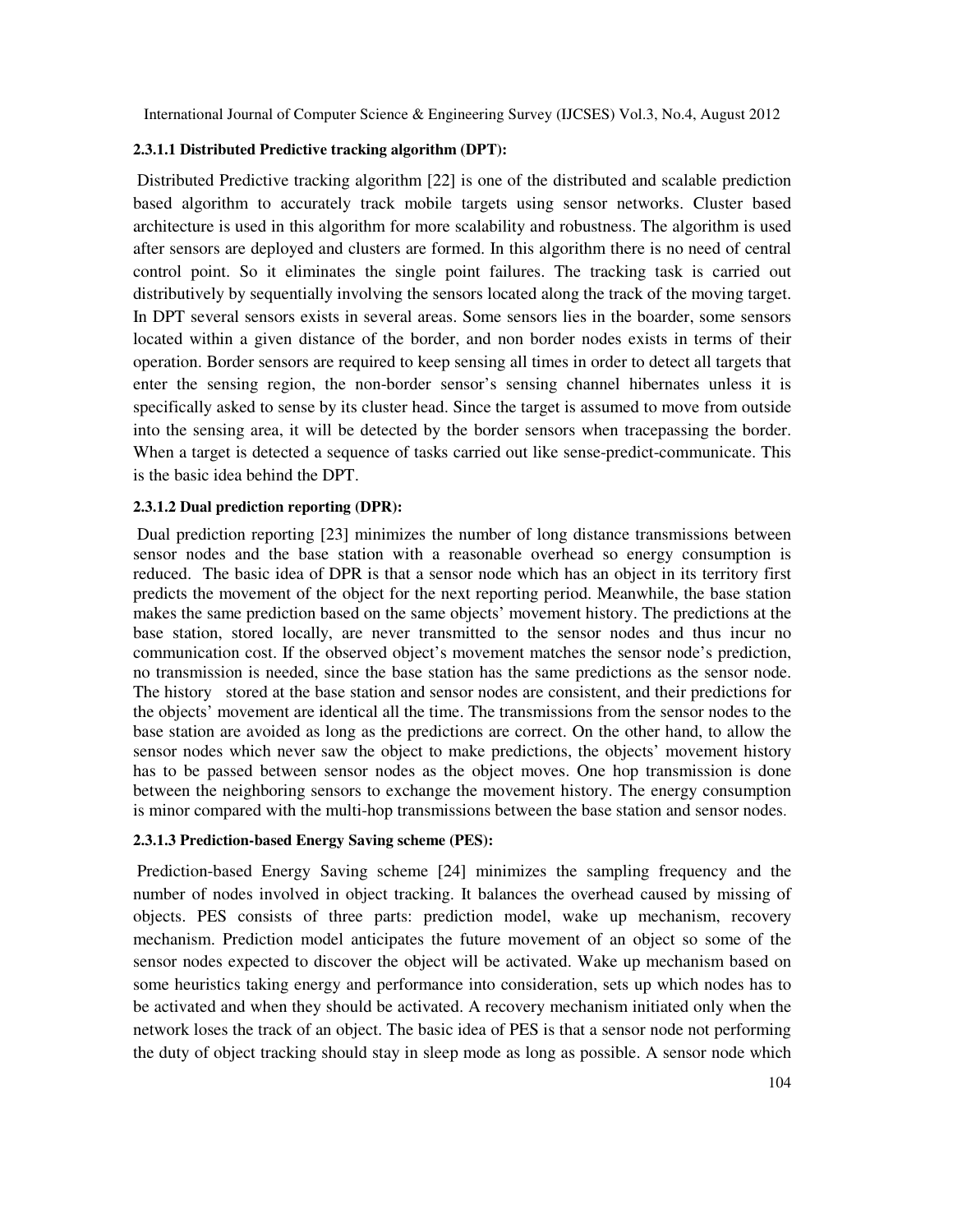#### 2.3.1.1 Distributed Predictive tracking algorithm (DPT):

Distributed Predictive tracking algorithm [22] is one of the distributed and scalable prediction based algorithm to accurately track mobile targets using sensor networks. Cluster based architecture is used in this algorithm for more scalability and robustness. The algorithm is used after sensors are deployed and clusters are formed. In this algorithm there is no need of central control point. So it eliminates the single point failures. The tracking task is carried out distributively by sequentially involving the sensors located along the track of the moving target. In DPT several sensors exists in several areas. Some sensors lies in the boarder, some sensors located within a given distance of the border, and non border nodes exists in terms of their operation. Border sensors are required to keep sensing all times in order to detect all targets that enter the sensing region, the non-border sensor's sensing channel hibernates unless it is specifically asked to sense by its cluster head. Since the target is assumed to move from outside into the sensing area, it will be detected by the border sensors when tracepassing the border. When a target is detected a sequence of tasks carried out like sense-predict-communicate. This is the basic idea behind the DPT.

#### 2.3.1.2 Dual prediction reporting (DPR):

Dual prediction reporting [23] minimizes the number of long distance transmissions between sensor nodes and the base station with a reasonable overhead so energy consumption is reduced. The basic idea of DPR is that a sensor node which has an object in its territory first predicts the movement of the object for the next reporting period. Meanwhile, the base station makes the same prediction based on the same objects' movement history. The predictions at the base station, stored locally, are never transmitted to the sensor nodes and thus incur no communication cost. If the observed object's movement matches the sensor node's prediction, no transmission is needed, since the base station has the same predictions as the sensor node. The history stored at the base station and sensor nodes are consistent, and their predictions for the objects' movement are identical all the time. The transmissions from the sensor nodes to the base station are avoided as long as the predictions are correct. On the other hand, to allow the sensor nodes which never saw the object to make predictions, the objects' movement history has to be passed between sensor nodes as the object moves. One hop transmission is done between the neighboring sensors to exchange the movement history. The energy consumption is minor compared with the multi-hop transmissions between the base station and sensor nodes.

#### 2.3.1.3 Prediction-based Energy Saving scheme (PES):

Prediction-based Energy Saving scheme [24] minimizes the sampling frequency and the number of nodes involved in object tracking. It balances the overhead caused by missing of objects. PES consists of three parts: prediction model, wake up mechanism, recovery mechanism. Prediction model anticipates the future movement of an object so some of the sensor nodes expected to discover the object will be activated. Wake up mechanism based on some heuristics taking energy and performance into consideration, sets up which nodes has to be activated and when they should be activated. A recovery mechanism initiated only when the network loses the track of an object. The basic idea of PES is that a sensor node not performing the duty of object tracking should stay in sleep mode as long as possible. A sensor node which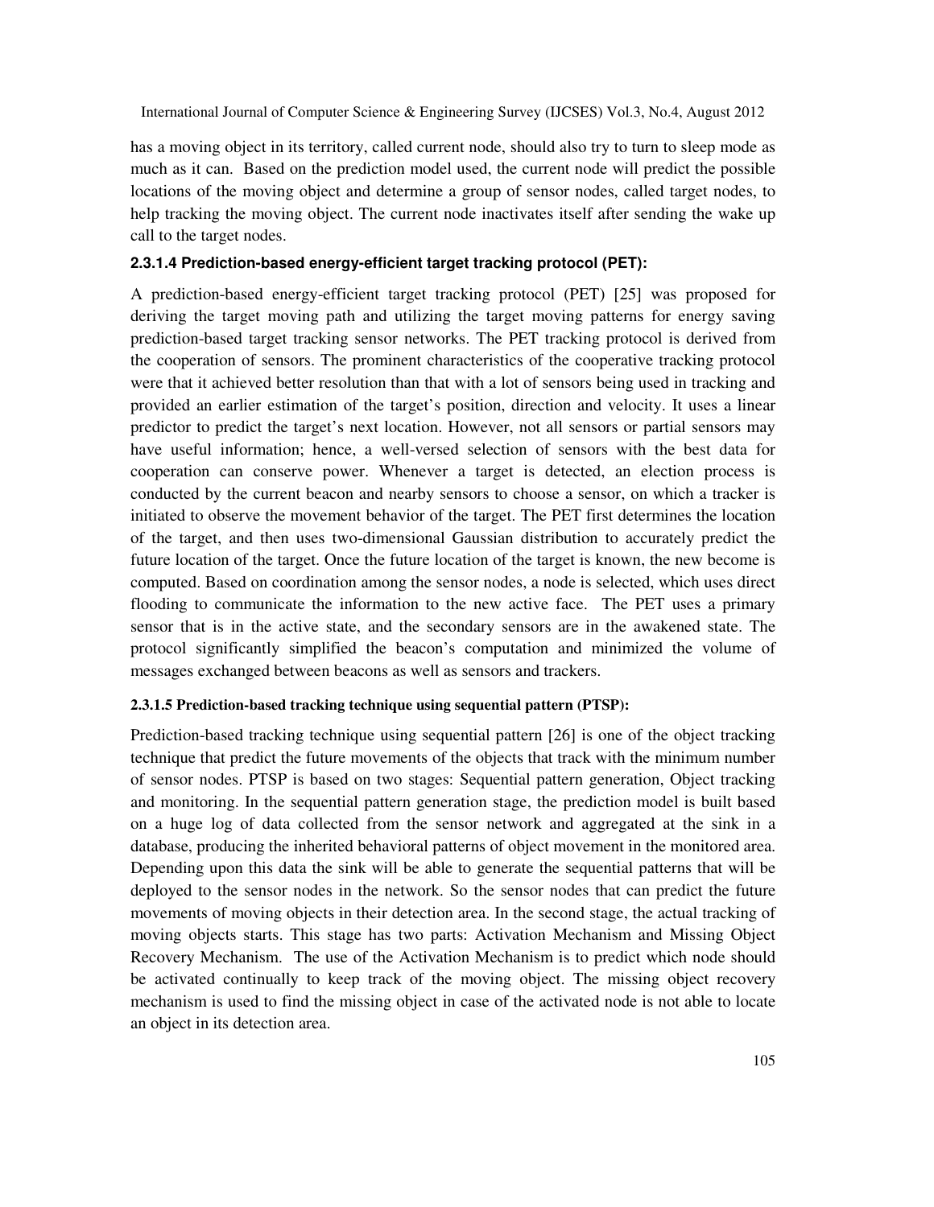has a moving object in its territory, called current node, should also try to turn to sleep mode as much as it can. Based on the prediction model used, the current node will predict the possible locations of the moving object and determine a group of sensor nodes, called target nodes, to help tracking the moving object. The current node inactivates itself after sending the wake up call to the target nodes.

#### 2.3.1.4 Prediction-based energy-efficient target tracking protocol (PET):

A prediction-based energy-efficient target tracking protocol (PET) [25] was proposed for deriving the target moving path and utilizing the target moving patterns for energy saving prediction-based target tracking sensor networks. The PET tracking protocol is derived from the cooperation of sensors. The prominent characteristics of the cooperative tracking protocol were that it achieved better resolution than that with a lot of sensors being used in tracking and provided an earlier estimation of the target's position, direction and velocity. It uses a linear predictor to predict the target's next location. However, not all sensors or partial sensors may have useful information; hence, a well-versed selection of sensors with the best data for cooperation can conserve power. Whenever a target is detected, an election process is conducted by the current beacon and nearby sensors to choose a sensor, on which a tracker is initiated to observe the movement behavior of the target. The PET first determines the location of the target, and then uses two-dimensional Gaussian distribution to accurately predict the future location of the target. Once the future location of the target is known, the new become is computed. Based on coordination among the sensor nodes, a node is selected, which uses direct flooding to communicate the information to the new active face. The PET uses a primary sensor that is in the active state, and the secondary sensors are in the awakened state. The protocol significantly simplified the beacon's computation and minimized the volume of messages exchanged between beacons as well as sensors and trackers.

#### 2.3.1.5 Prediction-based tracking technique using sequential pattern (PTSP):

Prediction-based tracking technique using sequential pattern [26] is one of the object tracking technique that predict the future movements of the objects that track with the minimum number of sensor nodes. PTSP is based on two stages: Sequential pattern generation, Object tracking and monitoring. In the sequential pattern generation stage, the prediction model is built based on a huge log of data collected from the sensor network and aggregated at the sink in a database, producing the inherited behavioral patterns of object movement in the monitored area. Depending upon this data the sink will be able to generate the sequential patterns that will be deployed to the sensor nodes in the network. So the sensor nodes that can predict the future movements of moving objects in their detection area. In the second stage, the actual tracking of moving objects starts. This stage has two parts: Activation Mechanism and Missing Object Recovery Mechanism. The use of the Activation Mechanism is to predict which node should be activated continually to keep track of the moving object. The missing object recovery mechanism is used to find the missing object in case of the activated node is not able to locate an object in its detection area.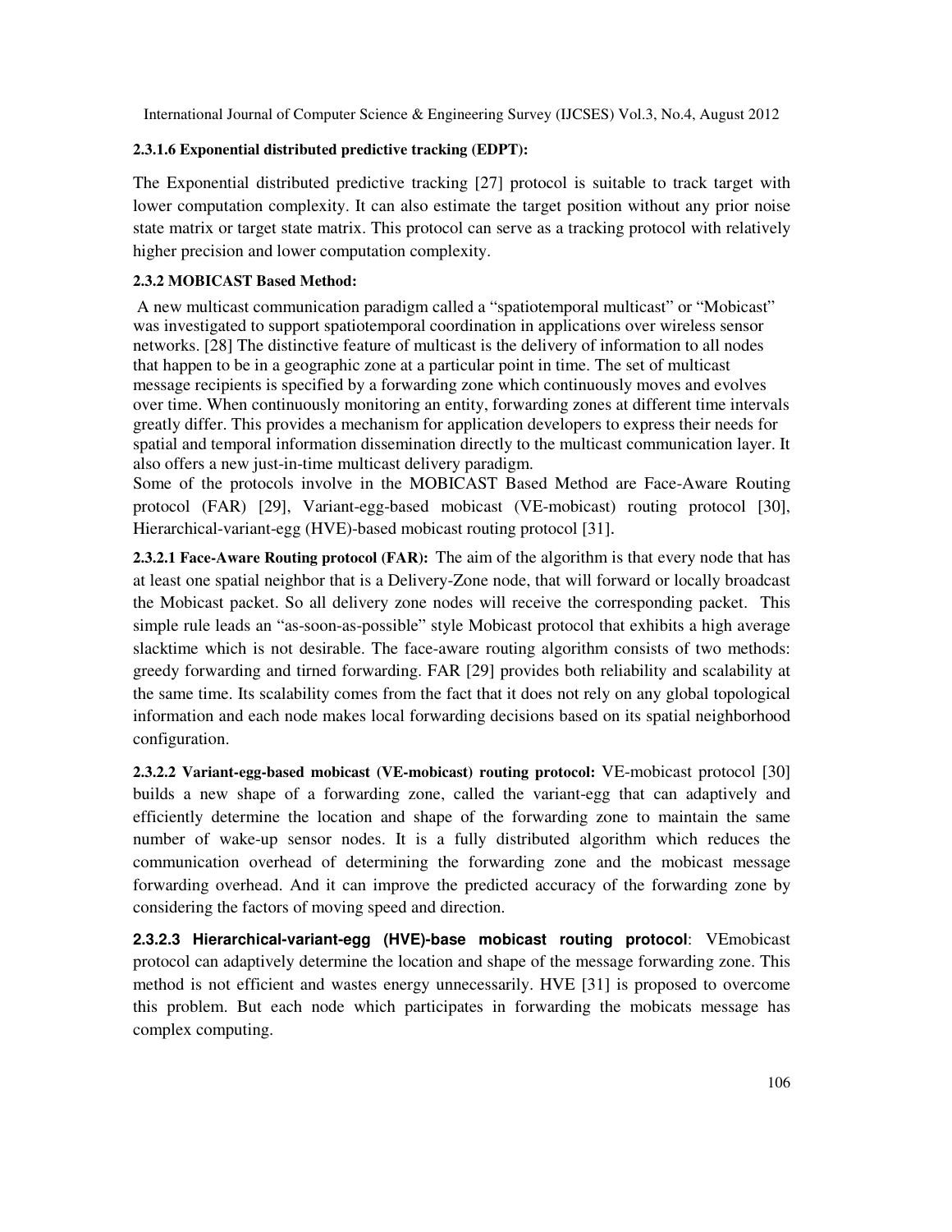#### 2.3.1.6 Exponential distributed predictive tracking (EDPT):

The Exponential distributed predictive tracking [27] protocol is suitable to track target with lower computation complexity. It can also estimate the target position without any prior noise state matrix or target state matrix. This protocol can serve as a tracking protocol with relatively higher precision and lower computation complexity.

### 2.3.2 MOBICAST Based Method:

A new multicast communication paradigm called a "spatiotemporal multicast" or "Mobicast" was investigated to support spatiotemporal coordination in applications over wireless sensor networks. [28] The distinctive feature of multicast is the delivery of information to all nodes that happen to be in a geographic zone at a particular point in time. The set of multicast message recipients is specified by a forwarding zone which continuously moves and evolves over time. When continuously monitoring an entity, forwarding zones at different time intervals greatly differ. This provides a mechanism for application developers to express their needs for spatial and temporal information dissemination directly to the multicast communication layer. It also offers a new just-in-time multicast delivery paradigm.

Some of the protocols involve in the MOBICAST Based Method are Face-Aware Routing protocol (FAR) [29], Variant-egg-based mobicast (VE-mobicast) routing protocol [30], Hierarchical-variant-egg (HVE)-based mobicast routing protocol [31].

**2.3.2.1 Face-Aware Routing protocol (FAR):** The aim of the algorithm is that every node that has at least one spatial neighbor that is a Delivery-Zone node, that will forward or locally broadcast the Mobicast packet. So all delivery zone nodes will receive the corresponding packet. This simple rule leads an "as-soon-as-possible" style Mobicast protocol that exhibits a high average slacktime which is not desirable. The face-aware routing algorithm consists of two methods: greedy forwarding and tirned forwarding. FAR [29] provides both reliability and scalability at the same time. Its scalability comes from the fact that it does not rely on any global topological information and each node makes local forwarding decisions based on its spatial neighborhood configuration.

**2.3.2.2 Variant-egg-based mobicast (VE-mobicast) routing protocol:** VE-mobicast protocol [30] builds a new shape of a forwarding zone, called the variant-egg that can adaptively and efficiently determine the location and shape of the forwarding zone to maintain the same number of wake-up sensor nodes. It is a fully distributed algorithm which reduces the communication overhead of determining the forwarding zone and the mobicast message forwarding overhead. And it can improve the predicted accuracy of the forwarding zone by considering the factors of moving speed and direction.

**2.3.2.3 Hierarchical-variant-egg (HVE)-base mobicast routing protocol**: VEmobicast protocol can adaptively determine the location and shape of the message forwarding zone. This method is not efficient and wastes energy unnecessarily. HVE [31] is proposed to overcome this problem. But each node which participates in forwarding the mobicats message has complex computing.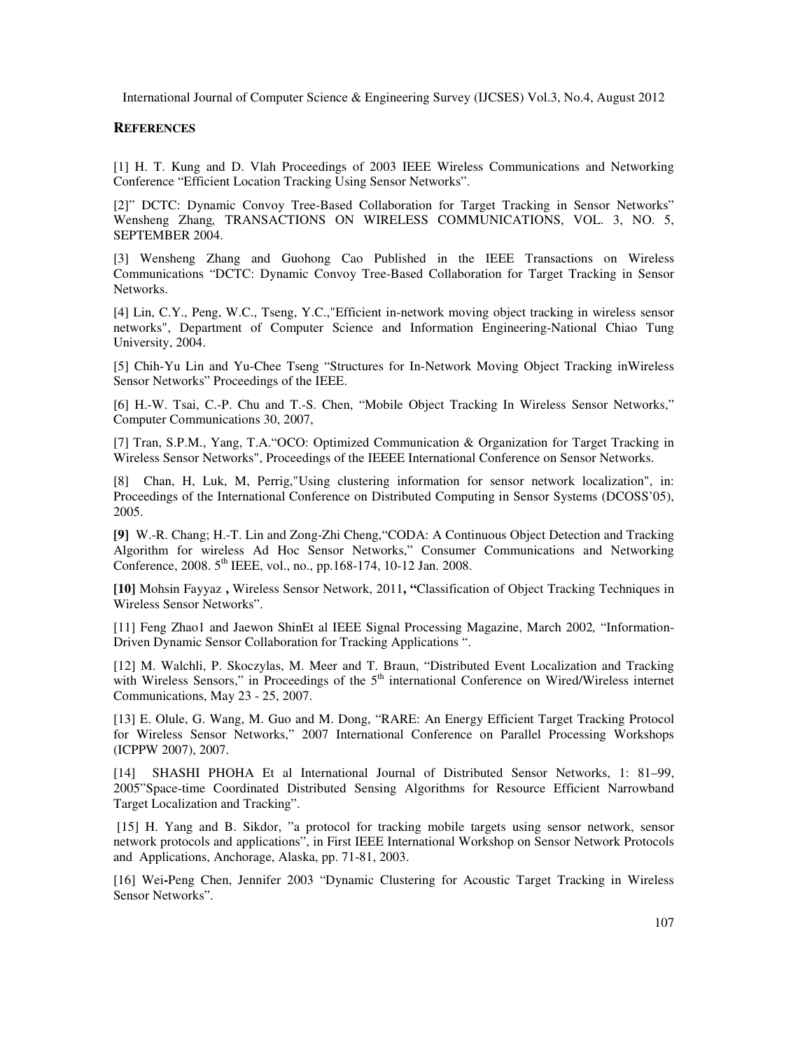## REFERENCES

[1] H. T. Kung and D. Vlah Proceedings of 2003 IEEE Wireless Communications and Networking Conference “Efficient Location Tracking Using Sensor Networks”.

[2]” DCTC: Dynamic Convoy Tree-Based Collaboration for Target Tracking in Sensor Networks” Wensheng Zhang*,* TRANSACTIONS ON WIRELESS COMMUNICATIONS, VOL. 3, NO. 5, SEPTEMBER 2004.

[3] Wensheng Zhang and Guohong Cao Published in the IEEE Transactions on Wireless Communications “DCTC: Dynamic Convoy Tree-Based Collaboration for Target Tracking in Sensor Networks.

[4] Lin, C.Y., Peng, W.C., Tseng, Y.C.,"Efficient in-network moving object tracking in wireless sensor networks", Department of Computer Science and Information Engineering-National Chiao Tung University, 2004.

[5] Chih-Yu Lin and Yu-Chee Tseng “Structures for In-Network Moving Object Tracking inWireless Sensor Networks” Proceedings of the IEEE.

[6] H.-W. Tsai, C.-P. Chu and T.-S. Chen, “Mobile Object Tracking In Wireless Sensor Networks,” Computer Communications 30, 2007,

[7] Tran, S.P.M., Yang, T.A.“OCO: Optimized Communication & Organization for Target Tracking in Wireless Sensor Networks", Proceedings of the IEEEE International Conference on Sensor Networks.

[8] Chan, H, Luk, M, Perrig,"Using clustering information for sensor network localization", in: Proceedings of the International Conference on Distributed Computing in Sensor Systems (DCOSS’05), 2005.

**[9]** W.-R. Chang; H.-T. Lin and Zong-Zhi Cheng,“CODA: A Continuous Object Detection and Tracking Algorithm for wireless Ad Hoc Sensor Networks,” Consumer Communications and Networking Conference, 2008. 5th IEEE, vol., no., pp.168-174, 10-12 Jan. 2008.

**[10]** Mohsin Fayyaz **,** Wireless Sensor Network, 2011**, “**Classification of Object Tracking Techniques in Wireless Sensor Networks”.

[11] Feng Zhao1 and Jaewon ShinEt al IEEE Signal Processing Magazine, March 2002*,* “Information-Driven Dynamic Sensor Collaboration for Tracking Applications “.

[12] M. Walchli, P. Skoczylas, M. Meer and T. Braun, “Distributed Event Localization and Tracking with Wireless Sensors,” in Proceedings of the 5th international Conference on Wired/Wireless internet Communications, May 23 - 25, 2007.

[13] E. Olule, G. Wang, M. Guo and M. Dong, “RARE: An Energy Efficient Target Tracking Protocol for Wireless Sensor Networks,” 2007 International Conference on Parallel Processing Workshops (ICPPW 2007), 2007.

[14] SHASHI PHOHA Et al International Journal of Distributed Sensor Networks, 1: 81–99, 2005”Space-time Coordinated Distributed Sensing Algorithms for Resource Efficient Narrowband Target Localization and Tracking”.

[15] H. Yang and B. Sikdor, ”a protocol for tracking mobile targets using sensor network, sensor network protocols and applications”, in First IEEE International Workshop on Sensor Network Protocols and Applications, Anchorage, Alaska, pp. 71-81, 2003.

[16] Wei**-**Peng Chen, Jennifer 2003 “Dynamic Clustering for Acoustic Target Tracking in Wireless Sensor Networks”.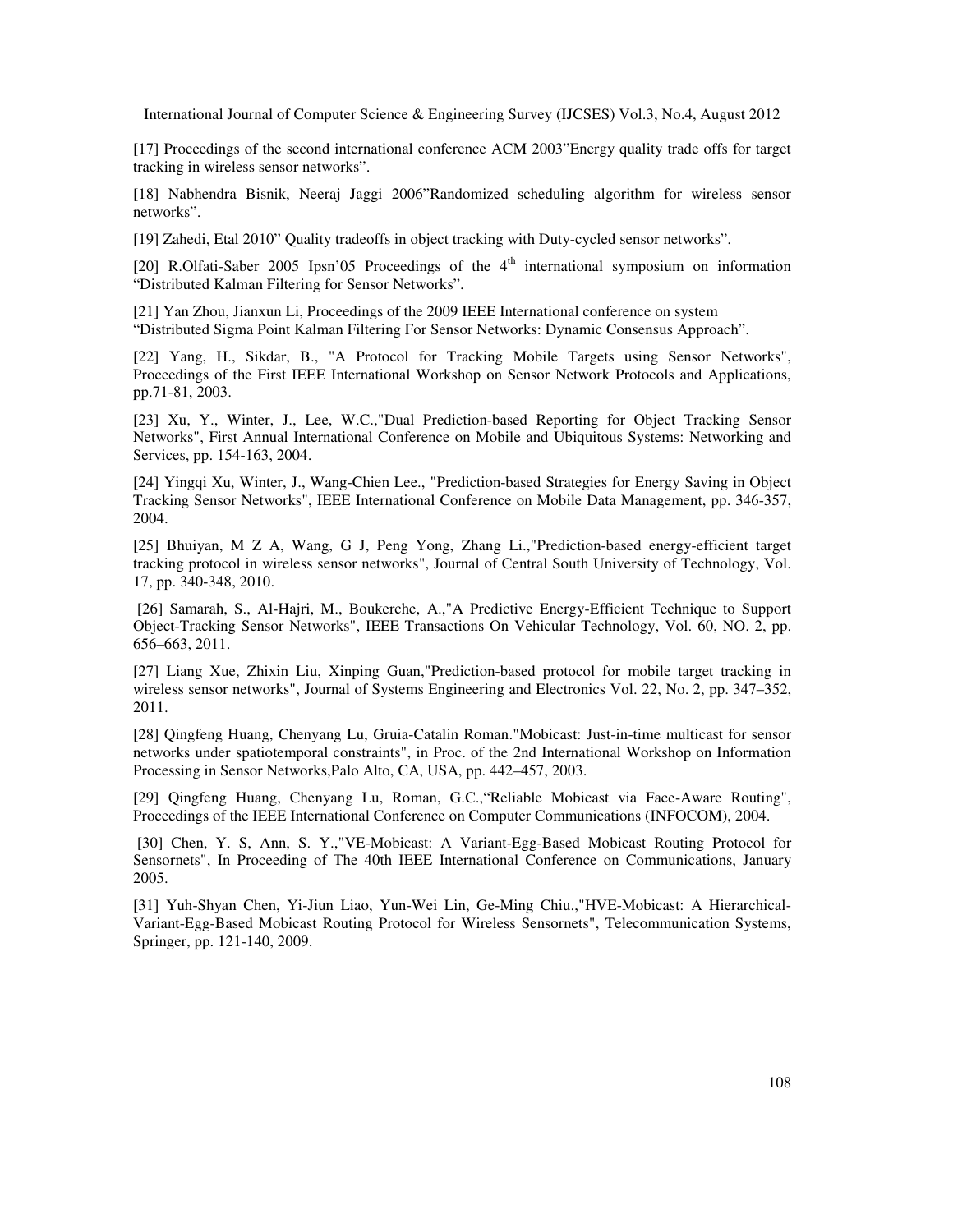[17] Proceedings of the second international conference ACM 2003"Energy quality trade offs for target tracking in wireless sensor networks".

[18] Nabhendra Bisnik, Neeraj Jaggi 2006"Randomized scheduling algorithm for wireless sensor networks".

[19] Zahedi, Etal 2010" Quality tradeoffs in object tracking with Duty-cycled sensor networks".

[20] R.Olfati-Saber 2005 Ipsn'05 Proceedings of the 4th international symposium on information "Distributed Kalman Filtering for Sensor Networks".

[21] Yan Zhou, Jianxun Li, Proceedings of the 2009 IEEE International conference on system "Distributed Sigma Point Kalman Filtering For Sensor Networks: Dynamic Consensus Approach".

[22] Yang, H., Sikdar, B., "A Protocol for Tracking Mobile Targets using Sensor Networks", Proceedings of the First IEEE International Workshop on Sensor Network Protocols and Applications, pp.71-81, 2003.

[23] Xu, Y., Winter, J., Lee, W.C.,"Dual Prediction-based Reporting for Object Tracking Sensor Networks", First Annual International Conference on Mobile and Ubiquitous Systems: Networking and Services, pp. 154-163, 2004.

[24] Yingqi Xu, Winter, J., Wang-Chien Lee., "Prediction-based Strategies for Energy Saving in Object Tracking Sensor Networks", IEEE International Conference on Mobile Data Management, pp. 346-357, 2004.

[25] Bhuiyan, M Z A, Wang, G J, Peng Yong, Zhang Li.,"Prediction-based energy-efficient target tracking protocol in wireless sensor networks", Journal of Central South University of Technology, Vol. 17, pp. 340-348, 2010.

[26] Samarah, S., Al-Hajri, M., Boukerche, A.,"A Predictive Energy-Efficient Technique to Support Object-Tracking Sensor Networks", IEEE Transactions On Vehicular Technology, Vol. 60, NO. 2, pp. 656–663, 2011.

[27] Liang Xue, Zhixin Liu, Xinping Guan,"Prediction-based protocol for mobile target tracking in wireless sensor networks", Journal of Systems Engineering and Electronics Vol. 22, No. 2, pp. 347–352, 2011.

[28] Qingfeng Huang, Chenyang Lu, Gruia-Catalin Roman."Mobicast: Just-in-time multicast for sensor networks under spatiotemporal constraints", in Proc. of the 2nd International Workshop on Information Processing in Sensor Networks,Palo Alto, CA, USA, pp. 442–457, 2003.

[29] Qingfeng Huang, Chenyang Lu, Roman, G.C.,"Reliable Mobicast via Face-Aware Routing", Proceedings of the IEEE International Conference on Computer Communications (INFOCOM), 2004.

[30] Chen, Y. S, Ann, S. Y.,"VE-Mobicast: A Variant-Egg-Based Mobicast Routing Protocol for Sensornets", In Proceeding of The 40th IEEE International Conference on Communications, January 2005.

[31] Yuh-Shyan Chen, Yi-Jiun Liao, Yun-Wei Lin, Ge-Ming Chiu.,"HVE-Mobicast: A Hierarchical-Variant-Egg-Based Mobicast Routing Protocol for Wireless Sensornets", Telecommunication Systems, Springer, pp. 121-140, 2009.